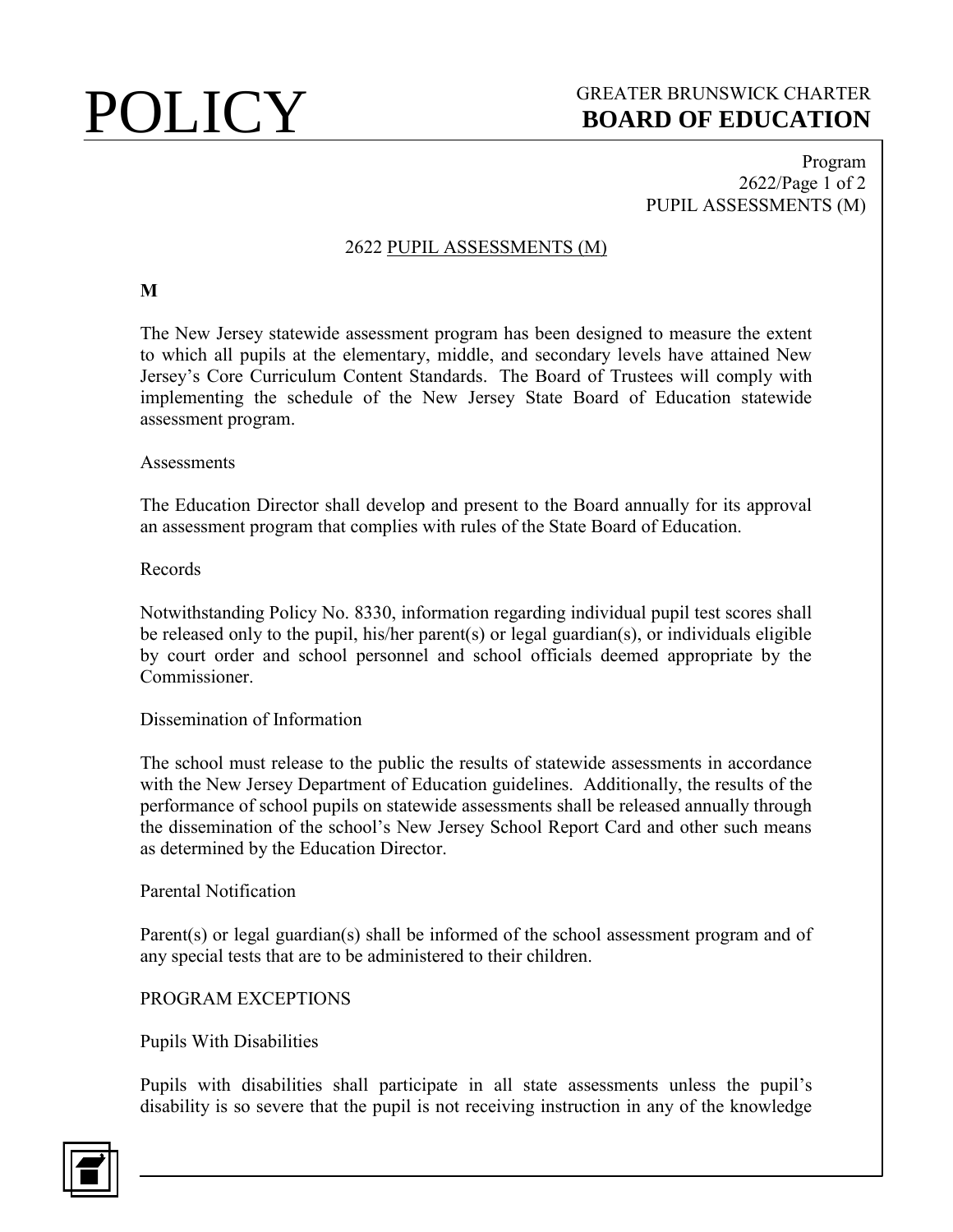# POLICY

GREATER BRUNSWICK CHARTER
**BOARD OF EDUCATION**

Program
2622/Page 1 of 2
PUPIL ASSESSMENTS (M)

## 2622 PUPIL ASSESSMENTS (M)

**M**

The New Jersey statewide assessment program has been designed to measure the extent to which all pupils at the elementary, middle, and secondary levels have attained New Jersey's Core Curriculum Content Standards. The Board of Trustees will comply with implementing the schedule of the New Jersey State Board of Education statewide assessment program.

Assessments

The Education Director shall develop and present to the Board annually for its approval an assessment program that complies with rules of the State Board of Education.

Records

Notwithstanding Policy No. 8330, information regarding individual pupil test scores shall be released only to the pupil, his/her parent(s) or legal guardian(s), or individuals eligible by court order and school personnel and school officials deemed appropriate by the Commissioner.

Dissemination of Information

The school must release to the public the results of statewide assessments in accordance with the New Jersey Department of Education guidelines. Additionally, the results of the performance of school pupils on statewide assessments shall be released annually through the dissemination of the school's New Jersey School Report Card and other such means as determined by the Education Director.

Parental Notification

Parent(s) or legal guardian(s) shall be informed of the school assessment program and of any special tests that are to be administered to their children.

PROGRAM EXCEPTIONS

Pupils With Disabilities

Pupils with disabilities shall participate in all state assessments unless the pupil's disability is so severe that the pupil is not receiving instruction in any of the knowledge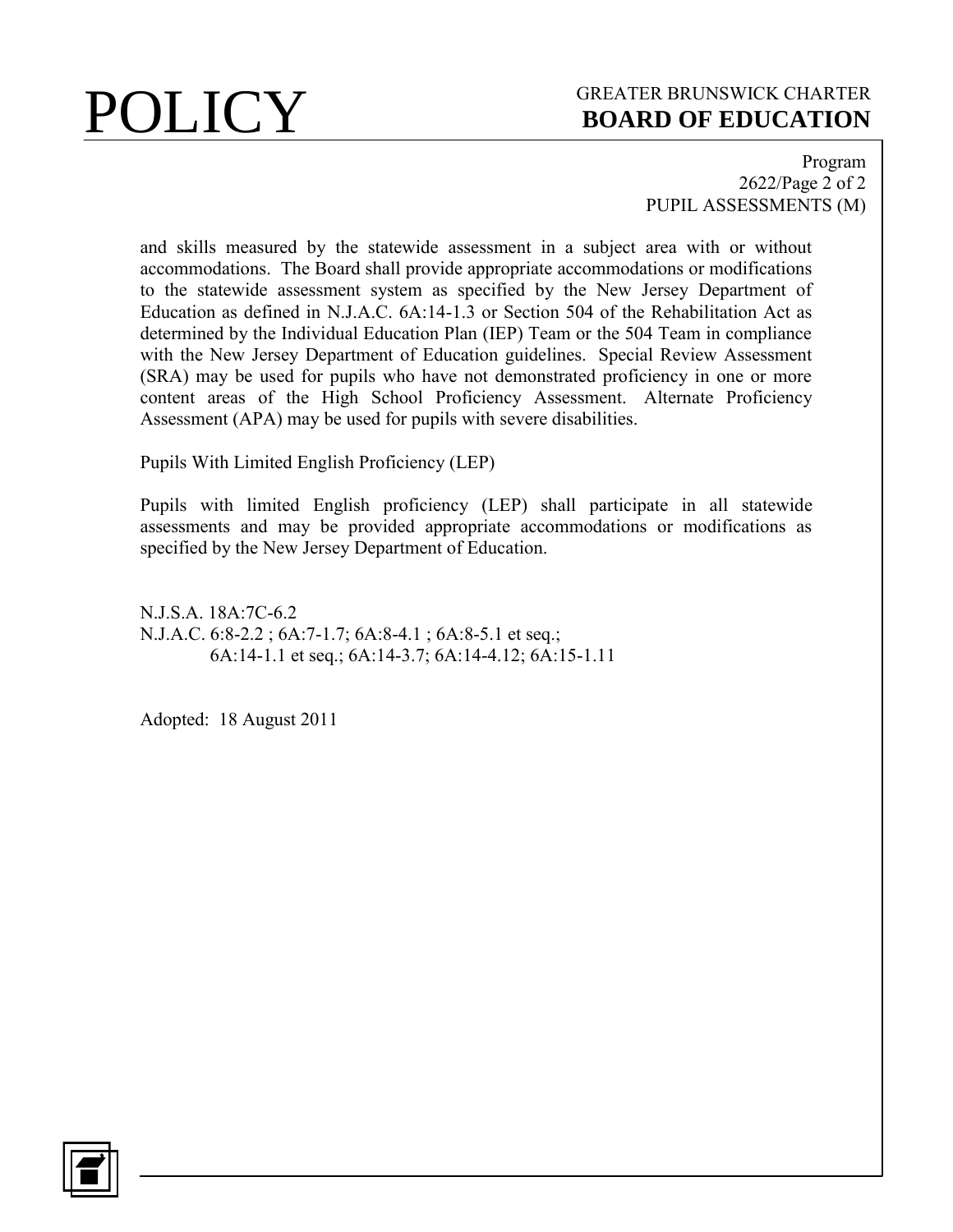and skills measured by the statewide assessment in a subject area with or without accommodations. The Board shall provide appropriate accommodations or modifications to the statewide assessment system as specified by the New Jersey Department of Education as defined in N.J.A.C. 6A:14-1.3 or Section 504 of the Rehabilitation Act as determined by the Individual Education Plan (IEP) Team or the 504 Team in compliance with the New Jersey Department of Education guidelines. Special Review Assessment (SRA) may be used for pupils who have not demonstrated proficiency in one or more content areas of the High School Proficiency Assessment. Alternate Proficiency Assessment (APA) may be used for pupils with severe disabilities.

Pupils With Limited English Proficiency (LEP)

Pupils with limited English proficiency (LEP) shall participate in all statewide assessments and may be provided appropriate accommodations or modifications as specified by the New Jersey Department of Education.

N.J.S.A. 18A:7C-6.2
N.J.A.C. 6:8-2.2 ; 6A:7-1.7; 6A:8-4.1 ; 6A:8-5.1 et seq.;
6A:14-1.1 et seq.; 6A:14-3.7; 6A:14-4.12; 6A:15-1.11

Adopted: 18 August 2011